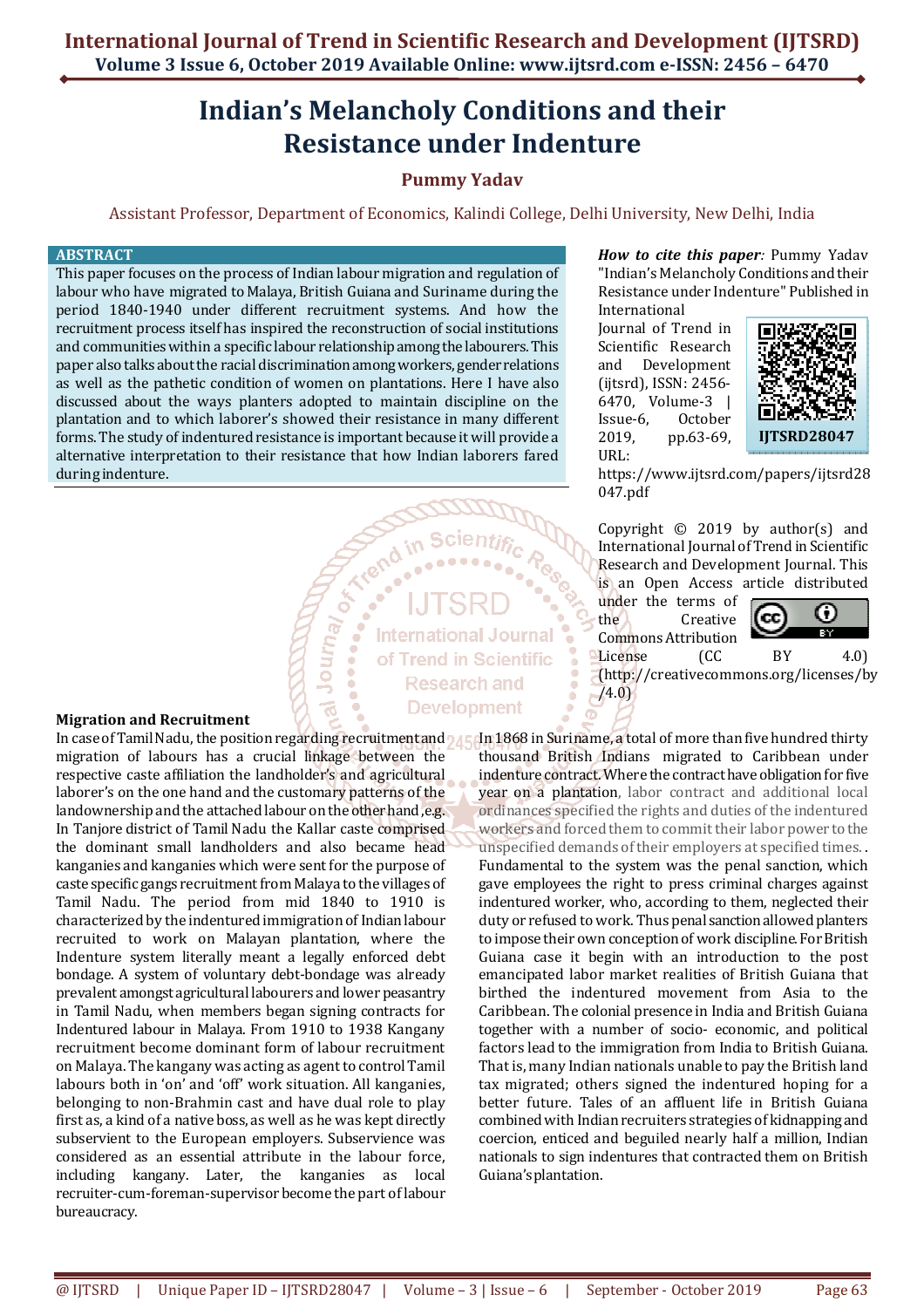# Indian's Melancholy Conditions and their Resistance under Indenture

**Pummy Yadav**

Assistant Professor, Department of Economics, Kalindi College, Delhi University, New Delhi, India

## ABSTRACT

This paper focuses on the process of Indian labour migration and regulation of labour who have migrated to Malaya, British Guiana and Suriname during the period 1840-1940 under different recruitment systems. And how the recruitment process itself has inspired the reconstruction of social institutions and communities within a specific labour relationship among the labourers. This paper also talks about the racial discrimination among workers, gender relations as well as the pathetic condition of women on plantations. Here I have also discussed about the ways planters adopted to maintain discipline on the plantation and to which laborer's showed their resistance in many different forms. The study of indentured resistance is important because it will provide a alternative interpretation to their resistance that how Indian laborers fared during indenture.

***How to cite this paper***: Pummy Yadav "Indian's Melancholy Conditions and their Resistance under Indenture" Published in International Journal of Trend in Scientific Research and Development (ijtsrd), ISSN: 2456-6470, Volume-3 | Issue-6, October 2019, pp.63-69, URL: https://www.ijtsrd.com/papers/ijtsrd28047.pdf

IJTSRD28047

Copyright © 2019 by author(s) and International Journal of Trend in Scientific Research and Development Journal. This is an Open Access article distributed under the terms of the Creative Commons Attribution License (CC BY 4.0) (http://creativecommons.org/licenses/by/4.0)

**Migration and Recruitment**

In case of Tamil Nadu, the position regarding recruitment and migration of labours has a crucial linkage between the respective caste affiliation the landholder's and agricultural laborer's on the one hand and the customary patterns of the landownership and the attached labour on the other hand ,e.g. In Tanjore district of Tamil Nadu the Kallar caste comprised the dominant small landholders and also became head kanganies and kanganies which were sent for the purpose of caste specific gangs recruitment from Malaya to the villages of Tamil Nadu. The period from mid 1840 to 1910 is characterized by the indentured immigration of Indian labour recruited to work on Malayan plantation, where the Indenture system literally meant a legally enforced debt bondage. A system of voluntary debt-bondage was already prevalent amongst agricultural labourers and lower peasantry in Tamil Nadu, when members began signing contracts for Indentured labour in Malaya. From 1910 to 1938 Kangany recruitment become dominant form of labour recruitment on Malaya. The kangany was acting as agent to control Tamil labours both in 'on' and 'off' work situation. All kanganies, belonging to non-Brahmin cast and have dual role to play first as, a kind of a native boss, as well as he was kept directly subservient to the European employers. Subservience was considered as an essential attribute in the labour force, including kangany. Later, the kanganies as local recruiter-cum-foreman-supervisor become the part of labour bureaucracy.

In 1868 in Suriname, a total of more than five hundred thirty thousand British Indians migrated to Caribbean under indenture contract. Where the contract have obligation for five year on a plantation, labor contract and additional local ordinances specified the rights and duties of the indentured workers and forced them to commit their labor power to the unspecified demands of their employers at specified times. . Fundamental to the system was the penal sanction, which gave employees the right to press criminal charges against indentured worker, who, according to them, neglected their duty or refused to work. Thus penal sanction allowed planters to impose their own conception of work discipline. For British Guiana case it begin with an introduction to the post emancipated labor market realities of British Guiana that birthed the indentured movement from Asia to the Caribbean. The colonial presence in India and British Guiana together with a number of socio- economic, and political factors lead to the immigration from India to British Guiana. That is, many Indian nationals unable to pay the British land tax migrated; others signed the indentured hoping for a better future. Tales of an affluent life in British Guiana combined with Indian recruiters strategies of kidnapping and coercion, enticed and beguiled nearly half a million, Indian nationals to sign indentures that contracted them on British Guiana's plantation.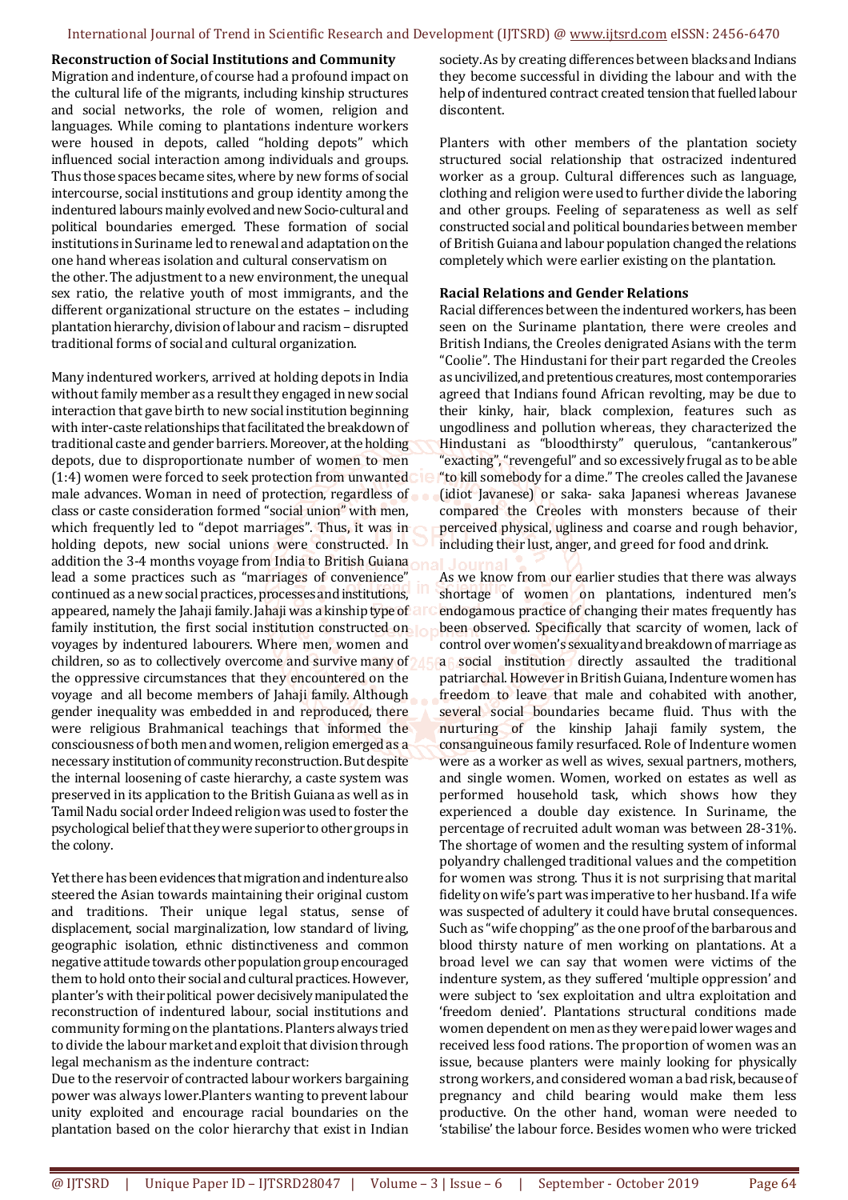**Reconstruction of Social Institutions and Community**

Migration and indenture, of course had a profound impact on the cultural life of the migrants, including kinship structures and social networks, the role of women, religion and languages. While coming to plantations indenture workers were housed in depots, called "holding depots" which influenced social interaction among individuals and groups. Thus those spaces became sites, where by new forms of social intercourse, social institutions and group identity among the indentured labours mainly evolved and new Socio-cultural and political boundaries emerged. These formation of social institutions in Suriname led to renewal and adaptation on the one hand whereas isolation and cultural conservatism on the other. The adjustment to a new environment, the unequal sex ratio, the relative youth of most immigrants, and the different organizational structure on the estates – including plantation hierarchy, division of labour and racism – disrupted traditional forms of social and cultural organization.

Many indentured workers, arrived at holding depots in India without family member as a result they engaged in new social interaction that gave birth to new social institution beginning with inter-caste relationships that facilitated the breakdown of traditional caste and gender barriers. Moreover, at the holding depots, due to disproportionate number of women to men (1:4) women were forced to seek protection from unwanted male advances. Woman in need of protection, regardless of class or caste consideration formed "social union" with men, which frequently led to "depot marriages". Thus, it was in holding depots, new social unions were constructed. In addition the 3-4 months voyage from India to British Guiana lead a some practices such as "marriages of convenience" continued as a new social practices, processes and institutions, appeared, namely the Jahaji family. Jahaji was a kinship type of family institution, the first social institution constructed on voyages by indentured labourers. Where men, women and children, so as to collectively overcome and survive many of the oppressive circumstances that they encountered on the voyage and all become members of Jahaji family. Although gender inequality was embedded in and reproduced, there were religious Brahmanical teachings that informed the consciousness of both men and women, religion emerged as a necessary institution of community reconstruction. But despite the internal loosening of caste hierarchy, a caste system was preserved in its application to the British Guiana as well as in Tamil Nadu social order Indeed religion was used to foster the psychological belief that they were superior to other groups in the colony.

Yet there has been evidences that migration and indenture also steered the Asian towards maintaining their original custom and traditions. Their unique legal status, sense of displacement, social marginalization, low standard of living, geographic isolation, ethnic distinctiveness and common negative attitude towards other population group encouraged them to hold onto their social and cultural practices. However, planter's with their political power decisively manipulated the reconstruction of indentured labour, social institutions and community forming on the plantations. Planters always tried to divide the labour market and exploit that division through legal mechanism as the indenture contract:

Due to the reservoir of contracted labour workers bargaining power was always lower.Planters wanting to prevent labour unity exploited and encourage racial boundaries on the plantation based on the color hierarchy that exist in Indian society. As by creating differences between blacks and Indians they become successful in dividing the labour and with the help of indentured contract created tension that fuelled labour discontent.

Planters with other members of the plantation society structured social relationship that ostracized indentured worker as a group. Cultural differences such as language, clothing and religion were used to further divide the laboring and other groups. Feeling of separateness as well as self constructed social and political boundaries between member of British Guiana and labour population changed the relations completely which were earlier existing on the plantation.

**Racial Relations and Gender Relations**

Racial differences between the indentured workers, has been seen on the Suriname plantation, there were creoles and British Indians, the Creoles denigrated Asians with the term "Coolie". The Hindustani for their part regarded the Creoles as uncivilized, and pretentious creatures, most contemporaries agreed that Indians found African revolting, may be due to their kinky, hair, black complexion, features such as ungodliness and pollution whereas, they characterized the Hindustani as "bloodthirsty" querulous, "cantankerous" "exacting", "revengeful" and so excessively frugal as to be able "to kill somebody for a dime." The creoles called the Javanese (idiot Javanese) or saka- saka Japanesi whereas Javanese compared the Creoles with monsters because of their perceived physical, ugliness and coarse and rough behavior, including their lust, anger, and greed for food and drink.

As we know from our earlier studies that there was always shortage of women on plantations, indentured men's endogamous practice of changing their mates frequently has been observed. Specifically that scarcity of women, lack of control over women's sexuality and breakdown of marriage as a social institution directly assaulted the traditional patriarchal. However in British Guiana, Indenture women has freedom to leave that male and cohabited with another, several social boundaries became fluid. Thus with the nurturing of the kinship Jahaji family system, the consanguineous family resurfaced. Role of Indenture women were as a worker as well as wives, sexual partners, mothers, and single women. Women, worked on estates as well as performed household task, which shows how they experienced a double day existence. In Suriname, the percentage of recruited adult woman was between 28-31%. The shortage of women and the resulting system of informal polyandry challenged traditional values and the competition for women was strong. Thus it is not surprising that marital fidelity on wife's part was imperative to her husband. If a wife was suspected of adultery it could have brutal consequences. Such as "wife chopping" as the one proof of the barbarous and blood thirsty nature of men working on plantations. At a broad level we can say that women were victims of the indenture system, as they suffered 'multiple oppression' and were subject to 'sex exploitation and ultra exploitation and 'freedom denied'. Plantations structural conditions made women dependent on men as they were paid lower wages and received less food rations. The proportion of women was an issue, because planters were mainly looking for physically strong workers, and considered woman a bad risk, because of pregnancy and child bearing would make them less productive. On the other hand, woman were needed to 'stabilise' the labour force. Besides women who were tricked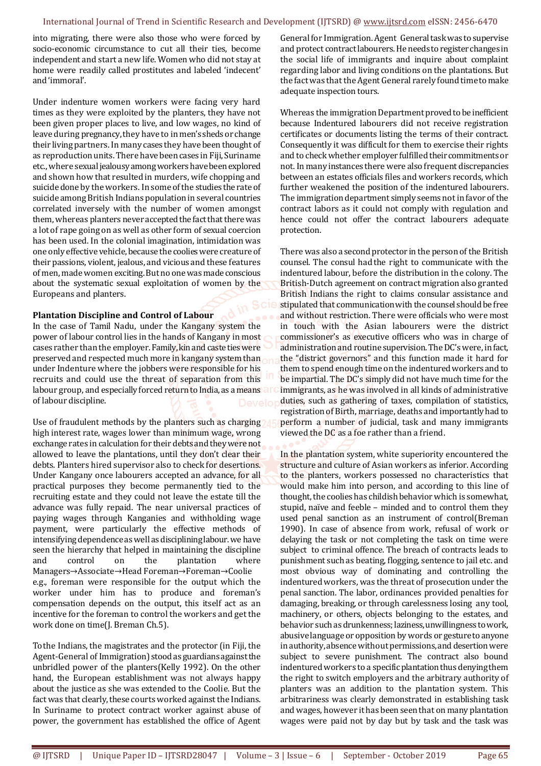into migrating, there were also those who were forced by socio-economic circumstance to cut all their ties, become independent and start a new life. Women who did not stay at home were readily called prostitutes and labeled 'indecent' and 'immoral'.

Under indenture women workers were facing very hard times as they were exploited by the planters, they have not been given proper places to live, and low wages, no kind of leave during pregnancy, they have to in men's sheds or change their living partners. In many cases they have been thought of as reproduction units. There have been cases in Fiji, Suriname etc., where sexual jealousy among workers have been explored and shown how that resulted in murders, wife chopping and suicide done by the workers. In some of the studies the rate of suicide among British Indians population in several countries correlated inversely with the number of women amongst them, whereas planters never accepted the fact that there was a lot of rape going on as well as other form of sexual coercion has been used. In the colonial imagination, intimidation was one only effective vehicle, because the coolies were creature of their passions, violent, jealous, and vicious and these features of men, made women exciting. But no one was made conscious about the systematic sexual exploitation of women by the Europeans and planters.

**Plantation Discipline and Control of Labour**

In the case of Tamil Nadu, under the Kangany system the power of labour control lies in the hands of Kangany in most cases rather than the employer. Family, kin and caste ties were preserved and respected much more in kangany system than under Indenture where the jobbers were responsible for his recruits and could use the threat of separation from this labour group, and especially forced return to India, as a means of labour discipline.

Use of fraudulent methods by the planters such as charging high interest rate, wages lower than minimum wage, wrong exchange rates in calculation for their debts and they were not allowed to leave the plantations, until they don't clear their debts. Planters hired supervisor also to check for desertions. Under Kangany once labourers accepted an advance, for all practical purposes they become permanently tied to the recruiting estate and they could not leave the estate till the advance was fully repaid. The near universal practices of paying wages through Kanganies and withholding wage payment, were particularly the effective methods of intensifying dependence as well as disciplining labour. we have seen the hierarchy that helped in maintaining the discipline and control on the plantation where Managers→Associate→Head Foreman→Foreman→Coolie e.g., foreman were responsible for the output which the worker under him has to produce and foreman's compensation depends on the output, this itself act as an incentive for the foreman to control the workers and get the work done on time(J. Breman Ch.5).

To the Indians, the magistrates and the protector (in Fiji, the Agent-General of Immigration) stood as guardians against the unbridled power of the planters(Kelly 1992). On the other hand, the European establishment was not always happy about the justice as she was extended to the Coolie. But the fact was that clearly, these courts worked against the Indians. In Suriname to protect contract worker against abuse of power, the government has established the office of Agent General for Immigration. Agent General task was to supervise and protect contract labourers. He needs to register changes in the social life of immigrants and inquire about complaint regarding labor and living conditions on the plantations. But the fact was that the Agent General rarely found time to make adequate inspection tours.

Whereas the immigration Department proved to be inefficient because Indentured labourers did not receive registration certificates or documents listing the terms of their contract. Consequently it was difficult for them to exercise their rights and to check whether employer fulfilled their commitments or not. In many instances there were also frequent discrepancies between an estates officials files and workers records, which further weakened the position of the indentured labourers. The immigration department simply seems not in favor of the contract labors as it could not comply with regulation and hence could not offer the contract labourers adequate protection.

There was also a second protector in the person of the British counsel. The consul had the right to communicate with the indentured labour, before the distribution in the colony. The British-Dutch agreement on contract migration also granted British Indians the right to claims consular assistance and stipulated that communication with the counsel should be free and without restriction. There were officials who were most in touch with the Asian labourers were the district commissioner's as executive officers who was in charge of administration and routine supervision. The DC's were, in fact, the "district governors" and this function made it hard for them to spend enough time on the indentured workers and to be impartial. The DC's simply did not have much time for the immigrants, as he was involved in all kinds of administrative duties, such as gathering of taxes, compilation of statistics, registration of Birth, marriage, deaths and importantly had to perform a number of judicial, task and many immigrants viewed the DC as a foe rather than a friend.

In the plantation system, white superiority encountered the structure and culture of Asian workers as inferior. According to the planters, workers possessed no characteristics that would make him into person, and according to this line of thought, the coolies has childish behavior which is somewhat, stupid, naïve and feeble – minded and to control them they used penal sanction as an instrument of control(Breman 1990). In case of absence from work, refusal of work or delaying the task or not completing the task on time were subject to criminal offence. The breach of contracts leads to punishment such as beating, flogging, sentence to jail etc. and most obvious way of dominating and controlling the indentured workers, was the threat of prosecution under the penal sanction. The labor, ordinances provided penalties for damaging, breaking, or through carelessness losing any tool, machinery, or others, objects belonging to the estates, and behavior such as drunkenness; laziness, unwillingness to work, abusive language or opposition by words or gesture to anyone in authority, absence without permissions, and desertion were subject to severe punishment. The contract also bound indentured workers to a specific plantation thus denying them the right to switch employers and the arbitrary authority of planters was an addition to the plantation system. This arbitrariness was clearly demonstrated in establishing task and wages, however it has been seen that on many plantation wages were paid not by day but by task and the task was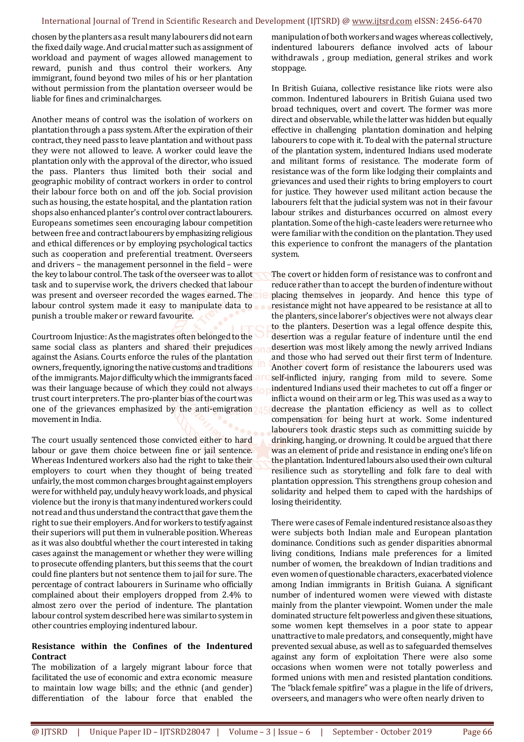chosen by the planters as a result many labourers did not earn the fixed daily wage. And crucial matter such as assignment of workload and payment of wages allowed management to reward, punish and thus control their workers. Any immigrant, found beyond two miles of his or her plantation without permission from the plantation overseer would be liable for fines and criminalcharges.

Another means of control was the isolation of workers on plantation through a pass system. After the expiration of their contract, they need pass to leave plantation and without pass they were not allowed to leave. A worker could leave the plantation only with the approval of the director, who issued the pass. Planters thus limited both their social and geographic mobility of contract workers in order to control their labour force both on and off the job. Social provision such as housing, the estate hospital, and the plantation ration shops also enhanced planter's control over contract labourers. Europeans sometimes seen encouraging labour competition between free and contract labourers by emphasizing religious and ethical differences or by employing psychological tactics such as cooperation and preferential treatment. Overseers and drivers – the management personnel in the field – were the key to labour control. The task of the overseer was to allot task and to supervise work, the drivers checked that labour was present and overseer recorded the wages earned. The labour control system made it easy to manipulate data to punish a trouble maker or reward favourite.

Courtroom Injustice: As the magistrates often belonged to the same social class as planters and shared their prejudices against the Asians. Courts enforce the rules of the plantation owners, frequently, ignoring the native customs and traditions of the immigrants. Major difficulty which the immigrants faced was their language because of which they could not always trust court interpreters. The pro-planter bias of the court was one of the grievances emphasized by the anti-emigration movement in India.

The court usually sentenced those convicted either to hard labour or gave them choice between fine or jail sentence. Whereas Indentured workers also had the right to take their employers to court when they thought of being treated unfairly, the most common charges brought against employers were for withheld pay, unduly heavy work loads, and physical violence but the irony is that many indentured workers could not read and thus understand the contract that gave them the right to sue their employers. And for workers to testify against their superiors will put them in vulnerable position. Whereas as it was also doubtful whether the court interested in taking cases against the management or whether they were willing to prosecute offending planters, but this seems that the court could fine planters but not sentence them to jail for sure. The percentage of contract labourers in Suriname who officially complained about their employers dropped from 2.4% to almost zero over the period of indenture. The plantation labour control system described here was similar to system in other countries employing indentured labour.

**Resistance within the Confines of the Indentured Contract**

The mobilization of a largely migrant labour force that facilitated the use of economic and extra economic measure to maintain low wage bills; and the ethnic (and gender) differentiation of the labour force that enabled the manipulation of both workers and wages whereas collectively, indentured labourers defiance involved acts of labour withdrawals , group mediation, general strikes and work stoppage.

In British Guiana, collective resistance like riots were also common. Indentured labourers in British Guiana used two broad techniques, overt and covert. The former was more direct and observable, while the latter was hidden but equally effective in challenging plantation domination and helping labourers to cope with it. To deal with the paternal structure of the plantation system, indentured Indians used moderate and militant forms of resistance. The moderate form of resistance was of the form like lodging their complaints and grievances and used their rights to bring employers to court for justice. They however used militant action because the labourers felt that the judicial system was not in their favour labour strikes and disturbances occurred on almost every plantation. Some of the high-caste leaders were returnee who were familiar with the condition on the plantation. They used this experience to confront the managers of the plantation system.

The covert or hidden form of resistance was to confront and reduce rather than to accept the burden of indenture without placing themselves in jeopardy. And hence this type of resistance might not have appeared to be resistance at all to the planters, since laborer's objectives were not always clear to the planters. Desertion was a legal offence despite this, desertion was a regular feature of indenture until the end desertion was most likely among the newly arrived Indians and those who had served out their first term of Indenture. Another covert form of resistance the labourers used was self-inflicted injury, ranging from mild to severe. Some indentured Indians used their machetes to cut off a finger or inflict a wound on their arm or leg. This was used as a way to decrease the plantation efficiency as well as to collect compensation for being hurt at work. Some indentured labourers took drastic steps such as committing suicide by drinking, hanging, or drowning. It could be argued that there was an element of pride and resistance in ending one's life on the plantation. Indentured labours also used their own cultural resilience such as storytelling and folk fare to deal with plantation oppression. This strengthens group cohesion and solidarity and helped them to caped with the hardships of losing theiridentity.

There were cases of Female indentured resistance also as they were subjects both Indian male and European plantation dominance. Conditions such as gender disparities abnormal living conditions, Indians male preferences for a limited number of women, the breakdown of Indian traditions and even women of questionable characters, exacerbated violence among Indian immigrants in British Guiana. A significant number of indentured women were viewed with distaste mainly from the planter viewpoint. Women under the male dominated structure felt powerless and given these situations, some women kept themselves in a poor state to appear unattractive to male predators, and consequently, might have prevented sexual abuse, as well as to safeguarded themselves against any form of exploitation There were also some occasions when women were not totally powerless and formed unions with men and resisted plantation conditions. The "black female spitfire" was a plague in the life of drivers, overseers, and managers who were often nearly driven to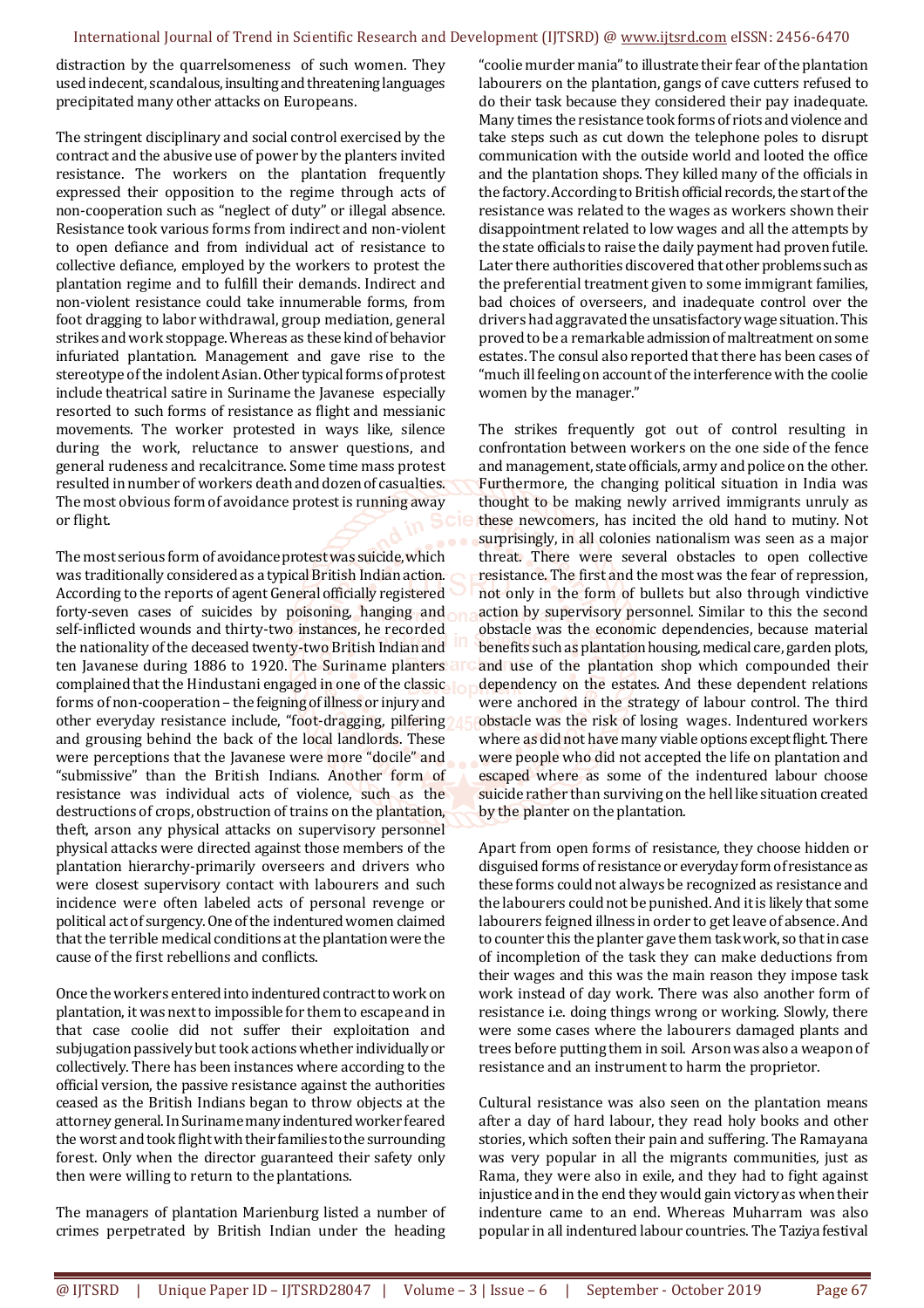distraction by the quarrelsomeness of such women. They used indecent, scandalous, insulting and threatening languages precipitated many other attacks on Europeans.

The stringent disciplinary and social control exercised by the contract and the abusive use of power by the planters invited resistance. The workers on the plantation frequently expressed their opposition to the regime through acts of non-cooperation such as "neglect of duty" or illegal absence. Resistance took various forms from indirect and non-violent to open defiance and from individual act of resistance to collective defiance, employed by the workers to protest the plantation regime and to fulfill their demands. Indirect and non-violent resistance could take innumerable forms, from foot dragging to labor withdrawal, group mediation, general strikes and work stoppage. Whereas as these kind of behavior infuriated plantation. Management and gave rise to the stereotype of the indolent Asian. Other typical forms of protest include theatrical satire in Suriname the Javanese especially resorted to such forms of resistance as flight and messianic movements. The worker protested in ways like, silence during the work, reluctance to answer questions, and general rudeness and recalcitrance. Some time mass protest resulted in number of workers death and dozen of casualties. The most obvious form of avoidance protest is running away or flight.

The most serious form of avoidance protest was suicide, which was traditionally considered as a typical British Indian action. According to the reports of agent General officially registered forty-seven cases of suicides by poisoning, hanging and self-inflicted wounds and thirty-two instances, he recorded the nationality of the deceased twenty-two British Indian and ten Javanese during 1886 to 1920. The Suriname planters complained that the Hindustani engaged in one of the classic forms of non-cooperation – the feigning of illness or injury and other everyday resistance include, "foot-dragging, pilfering and grousing behind the back of the local landlords. These were perceptions that the Javanese were more "docile" and "submissive" than the British Indians. Another form of resistance was individual acts of violence, such as the destructions of crops, obstruction of trains on the plantation, theft, arson any physical attacks on supervisory personnel physical attacks were directed against those members of the plantation hierarchy-primarily overseers and drivers who were closest supervisory contact with labourers and such incidence were often labeled acts of personal revenge or political act of surgency. One of the indentured women claimed that the terrible medical conditions at the plantation were the cause of the first rebellions and conflicts.

Once the workers entered into indentured contract to work on plantation, it was next to impossible for them to escape and in that case coolie did not suffer their exploitation and subjugation passively but took actions whether individually or collectively. There has been instances where according to the official version, the passive resistance against the authorities ceased as the British Indians began to throw objects at the attorney general. In Suriname many indentured worker feared the worst and took flight with their families to the surrounding forest. Only when the director guaranteed their safety only then were willing to return to the plantations.

The managers of plantation Marienburg listed a number of crimes perpetrated by British Indian under the heading "coolie murder mania" to illustrate their fear of the plantation labourers on the plantation, gangs of cave cutters refused to do their task because they considered their pay inadequate. Many times the resistance took forms of riots and violence and take steps such as cut down the telephone poles to disrupt communication with the outside world and looted the office and the plantation shops. They killed many of the officials in the factory. According to British official records, the start of the resistance was related to the wages as workers shown their disappointment related to low wages and all the attempts by the state officials to raise the daily payment had proven futile. Later there authorities discovered that other problems such as the preferential treatment given to some immigrant families, bad choices of overseers, and inadequate control over the drivers had aggravated the unsatisfactory wage situation. This proved to be a remarkable admission of maltreatment on some estates. The consul also reported that there has been cases of "much ill feeling on account of the interference with the coolie women by the manager."

The strikes frequently got out of control resulting in confrontation between workers on the one side of the fence and management, state officials, army and police on the other. Furthermore, the changing political situation in India was thought to be making newly arrived immigrants unruly as these newcomers, has incited the old hand to mutiny. Not surprisingly, in all colonies nationalism was seen as a major threat. There were several obstacles to open collective resistance. The first and the most was the fear of repression, not only in the form of bullets but also through vindictive action by supervisory personnel. Similar to this the second obstacle was the economic dependencies, because material benefits such as plantation housing, medical care, garden plots, and use of the plantation shop which compounded their dependency on the estates. And these dependent relations were anchored in the strategy of labour control. The third obstacle was the risk of losing wages. Indentured workers where as did not have many viable options except flight. There were people who did not accepted the life on plantation and escaped where as some of the indentured labour choose suicide rather than surviving on the hell like situation created by the planter on the plantation.

Apart from open forms of resistance, they choose hidden or disguised forms of resistance or everyday form of resistance as these forms could not always be recognized as resistance and the labourers could not be punished. And it is likely that some labourers feigned illness in order to get leave of absence. And to counter this the planter gave them task work, so that in case of incompletion of the task they can make deductions from their wages and this was the main reason they impose task work instead of day work. There was also another form of resistance i.e. doing things wrong or working. Slowly, there were some cases where the labourers damaged plants and trees before putting them in soil. Arson was also a weapon of resistance and an instrument to harm the proprietor.

Cultural resistance was also seen on the plantation means after a day of hard labour, they read holy books and other stories, which soften their pain and suffering. The Ramayana was very popular in all the migrants communities, just as Rama, they were also in exile, and they had to fight against injustice and in the end they would gain victory as when their indenture came to an end. Whereas Muharram was also popular in all indentured labour countries. The Taziya festival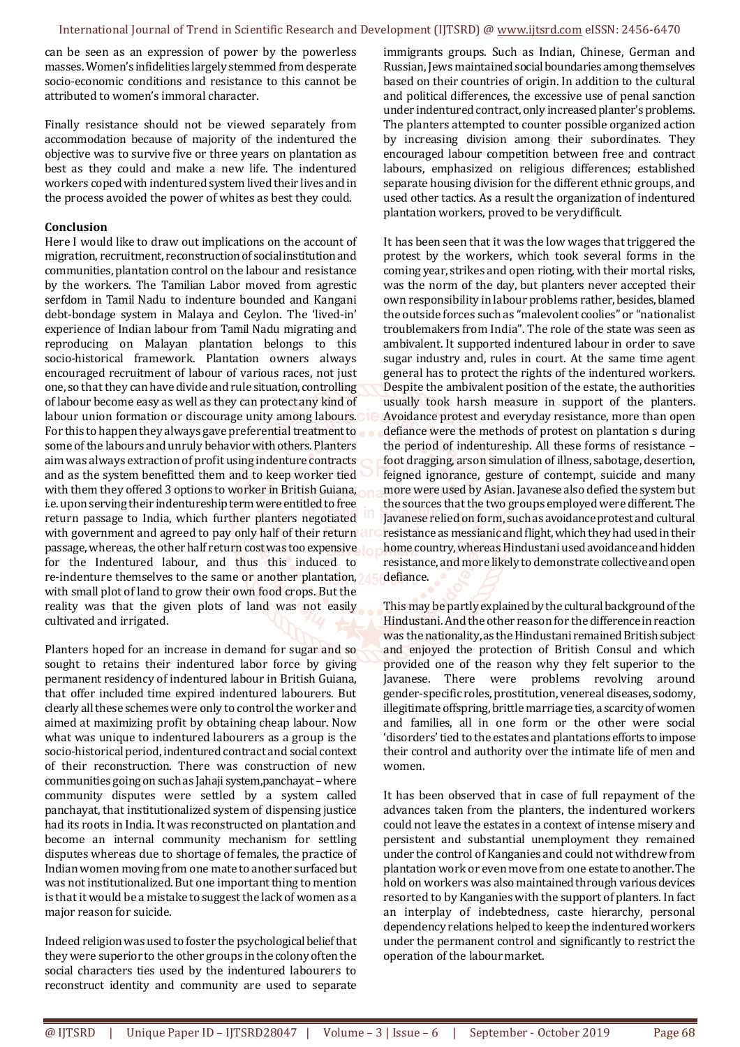can be seen as an expression of power by the powerless masses. Women's infidelities largely stemmed from desperate socio-economic conditions and resistance to this cannot be attributed to women's immoral character.

Finally resistance should not be viewed separately from accommodation because of majority of the indentured the objective was to survive five or three years on plantation as best as they could and make a new life. The indentured workers coped with indentured system lived their lives and in the process avoided the power of whites as best they could.

**Conclusion**

Here I would like to draw out implications on the account of migration, recruitment, reconstruction of social institution and communities, plantation control on the labour and resistance by the workers. The Tamilian Labor moved from agrestic serfdom in Tamil Nadu to indenture bounded and Kangani debt-bondage system in Malaya and Ceylon. The 'lived-in' experience of Indian labour from Tamil Nadu migrating and reproducing on Malayan plantation belongs to this socio-historical framework. Plantation owners always encouraged recruitment of labour of various races, not just one, so that they can have divide and rule situation, controlling of labour become easy as well as they can protect any kind of labour union formation or discourage unity among labours. For this to happen they always gave preferential treatment to some of the labours and unruly behavior with others. Planters aim was always extraction of profit using indenture contracts and as the system benefitted them and to keep worker tied with them they offered 3 options to worker in British Guiana, i.e. upon serving their indentureship term were entitled to free return passage to India, which further planters negotiated with government and agreed to pay only half of their return passage, whereas, the other half return cost was too expensive for the Indentured labour, and thus this induced to re-indenture themselves to the same or another plantation, with small plot of land to grow their own food crops. But the reality was that the given plots of land was not easily cultivated and irrigated.

Planters hoped for an increase in demand for sugar and so sought to retains their indentured labor force by giving permanent residency of indentured labour in British Guiana, that offer included time expired indentured labourers. But clearly all these schemes were only to control the worker and aimed at maximizing profit by obtaining cheap labour. Now what was unique to indentured labourers as a group is the socio-historical period, indentured contract and social context of their reconstruction. There was construction of new communities going on such as Jahaji system,panchayat – where community disputes were settled by a system called panchayat, that institutionalized system of dispensing justice had its roots in India. It was reconstructed on plantation and become an internal community mechanism for settling disputes whereas due to shortage of females, the practice of Indian women moving from one mate to another surfaced but was not institutionalized. But one important thing to mention is that it would be a mistake to suggest the lack of women as a major reason for suicide.

Indeed religion was used to foster the psychological belief that they were superior to the other groups in the colony often the social characters ties used by the indentured labourers to reconstruct identity and community are used to separate immigrants groups. Such as Indian, Chinese, German and Russian, Jews maintained social boundaries among themselves based on their countries of origin. In addition to the cultural and political differences, the excessive use of penal sanction under indentured contract, only increased planter's problems. The planters attempted to counter possible organized action by increasing division among their subordinates. They encouraged labour competition between free and contract labours, emphasized on religious differences; established separate housing division for the different ethnic groups, and used other tactics. As a result the organization of indentured plantation workers, proved to be very difficult.

It has been seen that it was the low wages that triggered the protest by the workers, which took several forms in the coming year, strikes and open rioting, with their mortal risks, was the norm of the day, but planters never accepted their own responsibility in labour problems rather, besides, blamed the outside forces such as "malevolent coolies" or "nationalist troublemakers from India". The role of the state was seen as ambivalent. It supported indentured labour in order to save sugar industry and, rules in court. At the same time agent general has to protect the rights of the indentured workers. Despite the ambivalent position of the estate, the authorities usually took harsh measure in support of the planters. Avoidance protest and everyday resistance, more than open defiance were the methods of protest on plantation s during the period of indentureship. All these forms of resistance – foot dragging, arson simulation of illness, sabotage, desertion, feigned ignorance, gesture of contempt, suicide and many more were used by Asian. Javanese also defied the system but the sources that the two groups employed were different. The Javanese relied on form, such as avoidance protest and cultural resistance as messianic and flight, which they had used in their home country, whereas Hindustani used avoidance and hidden resistance, and more likely to demonstrate collective and open defiance.

This may be partly explained by the cultural background of the Hindustani. And the other reason for the difference in reaction was the nationality, as the Hindustani remained British subject and enjoyed the protection of British Consul and which provided one of the reason why they felt superior to the Javanese. There were problems revolving around gender-specific roles, prostitution, venereal diseases, sodomy, illegitimate offspring, brittle marriage ties, a scarcity of women and families, all in one form or the other were social 'disorders' tied to the estates and plantations efforts to impose their control and authority over the intimate life of men and women.

It has been observed that in case of full repayment of the advances taken from the planters, the indentured workers could not leave the estates in a context of intense misery and persistent and substantial unemployment they remained under the control of Kanganies and could not withdrew from plantation work or even move from one estate to another. The hold on workers was also maintained through various devices resorted to by Kanganies with the support of planters. In fact an interplay of indebtedness, caste hierarchy, personal dependency relations helped to keep the indentured workers under the permanent control and significantly to restrict the operation of the labour market.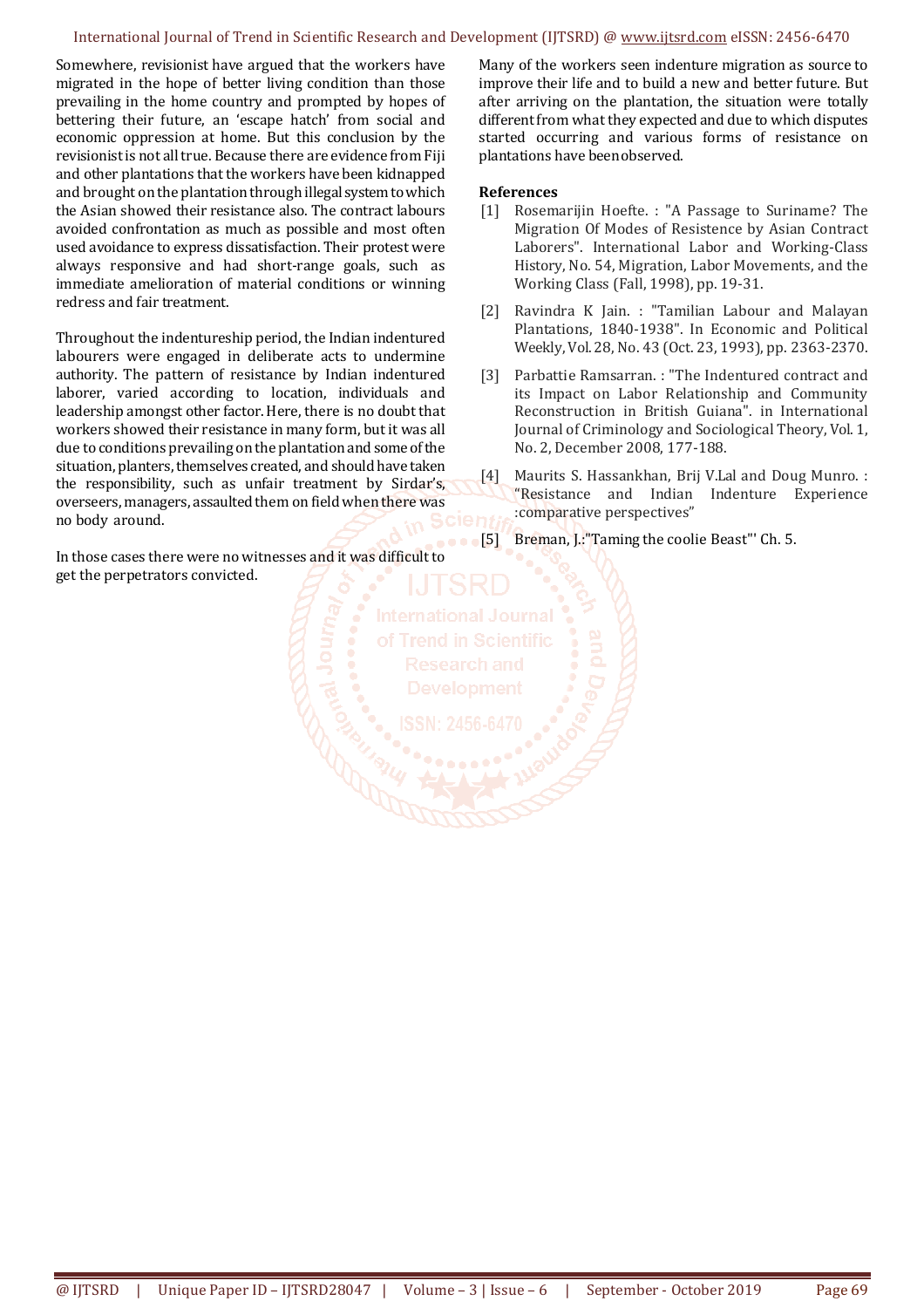Somewhere, revisionist have argued that the workers have migrated in the hope of better living condition than those prevailing in the home country and prompted by hopes of bettering their future, an 'escape hatch' from social and economic oppression at home. But this conclusion by the revisionist is not all true. Because there are evidence from Fiji and other plantations that the workers have been kidnapped and brought on the plantation through illegal system to which the Asian showed their resistance also. The contract labours avoided confrontation as much as possible and most often used avoidance to express dissatisfaction. Their protest were always responsive and had short-range goals, such as immediate amelioration of material conditions or winning redress and fair treatment.

Throughout the indentureship period, the Indian indentured labourers were engaged in deliberate acts to undermine authority. The pattern of resistance by Indian indentured laborer, varied according to location, individuals and leadership amongst other factor. Here, there is no doubt that workers showed their resistance in many form, but it was all due to conditions prevailing on the plantation and some of the situation, planters, themselves created, and should have taken the responsibility, such as unfair treatment by Sirdar's, overseers, managers, assaulted them on field when there was no body around.

In those cases there were no witnesses and it was difficult to get the perpetrators convicted.

Many of the workers seen indenture migration as source to improve their life and to build a new and better future. But after arriving on the plantation, the situation were totally different from what they expected and due to which disputes started occurring and various forms of resistance on plantations have been observed.

**References**

[1] Rosemarijin Hoefte. : "A Passage to Suriname? The Migration Of Modes of Resistence by Asian Contract Laborers". International Labor and Working-Class History, No. 54, Migration, Labor Movements, and the Working Class (Fall, 1998), pp. 19-31.

[2] Ravindra K Jain. : "Tamilian Labour and Malayan Plantations, 1840-1938". In Economic and Political Weekly, Vol. 28, No. 43 (Oct. 23, 1993), pp. 2363-2370.

[3] Parbattie Ramsarran. : "The Indentured contract and its Impact on Labor Relationship and Community Reconstruction in British Guiana". in International Journal of Criminology and Sociological Theory, Vol. 1, No. 2, December 2008, 177-188.

[4] Maurits S. Hassankhan, Brij V.Lal and Doug Munro. : "Resistance and Indian Indenture Experience :comparative perspectives"

[5] Breman, J.:"Taming the coolie Beast"' Ch. 5.